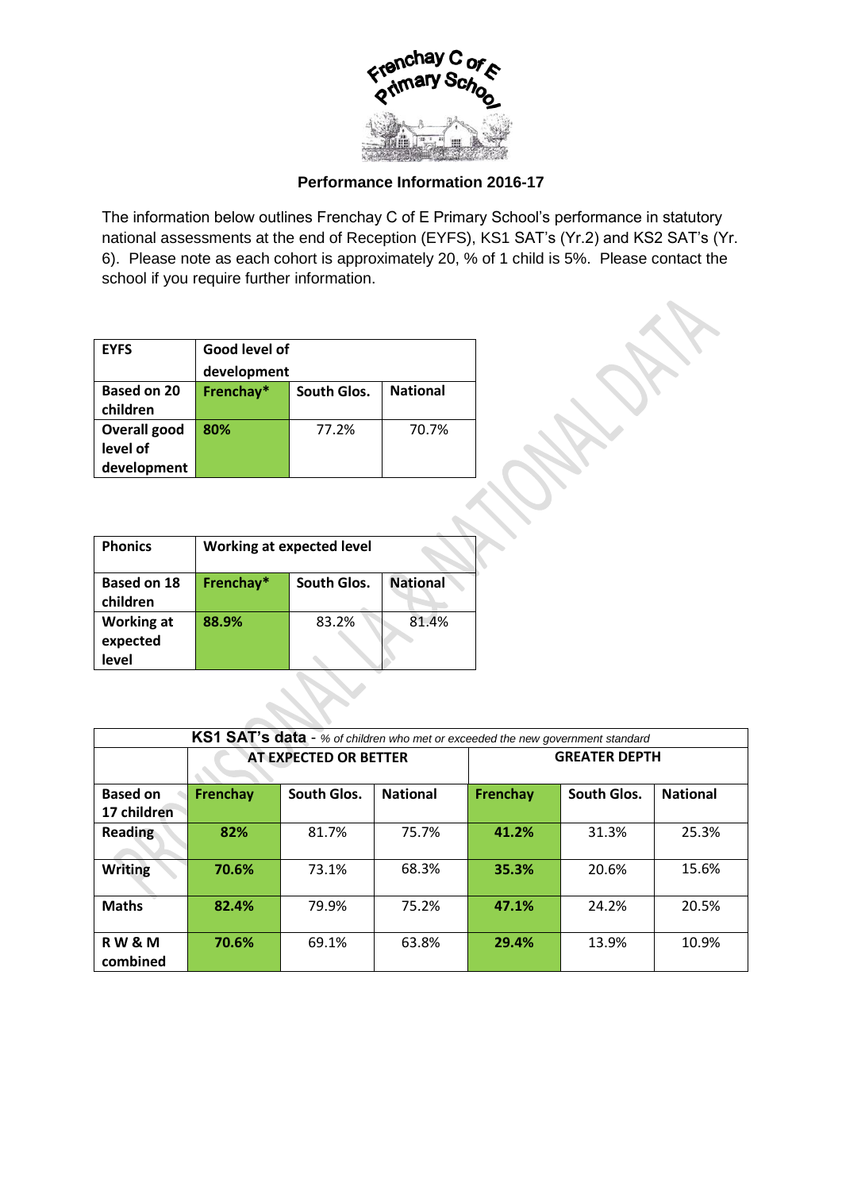Frenchay C of E Primary School

**Performance Information 2016-17**

The information below outlines Frenchay C of E Primary School's performance in statutory national assessments at the end of Reception (EYFS), KS1 SAT's (Yr.2) and KS2 SAT's (Yr. 6). Please note as each cohort is approximately 20, % of 1 child is 5%. Please contact the school if you require further information.

PROVISIONAL LA & NATIONAL DATA

| EYFS | Good level of development | | |
|---|---|---|---|
| Based on 20 children | Frenchay* | South Glos. | National |
| Overall good level of development | 80% | 77.2% | 70.7% |

| Phonics | Working at expected level | | |
|---|---|---|---|
| Based on 18 children | Frenchay* | South Glos. | National |
| Working at expected level | 88.9% | 83.2% | 81.4% |

**KS1 SAT's data** - *% of children who met or exceeded the new government standard*

| | AT EXPECTED OR BETTER | | | GREATER DEPTH | | |
|---|---|---|---|---|---|---|
| Based on 17 children | Frenchay | South Glos. | National | Frenchay | South Glos. | National |
| Reading | 82% | 81.7% | 75.7% | 41.2% | 31.3% | 25.3% |
| Writing | 70.6% | 73.1% | 68.3% | 35.3% | 20.6% | 15.6% |
| Maths | 82.4% | 79.9% | 75.2% | 47.1% | 24.2% | 20.5% |
| R W & M combined | 70.6% | 69.1% | 63.8% | 29.4% | 13.9% | 10.9% |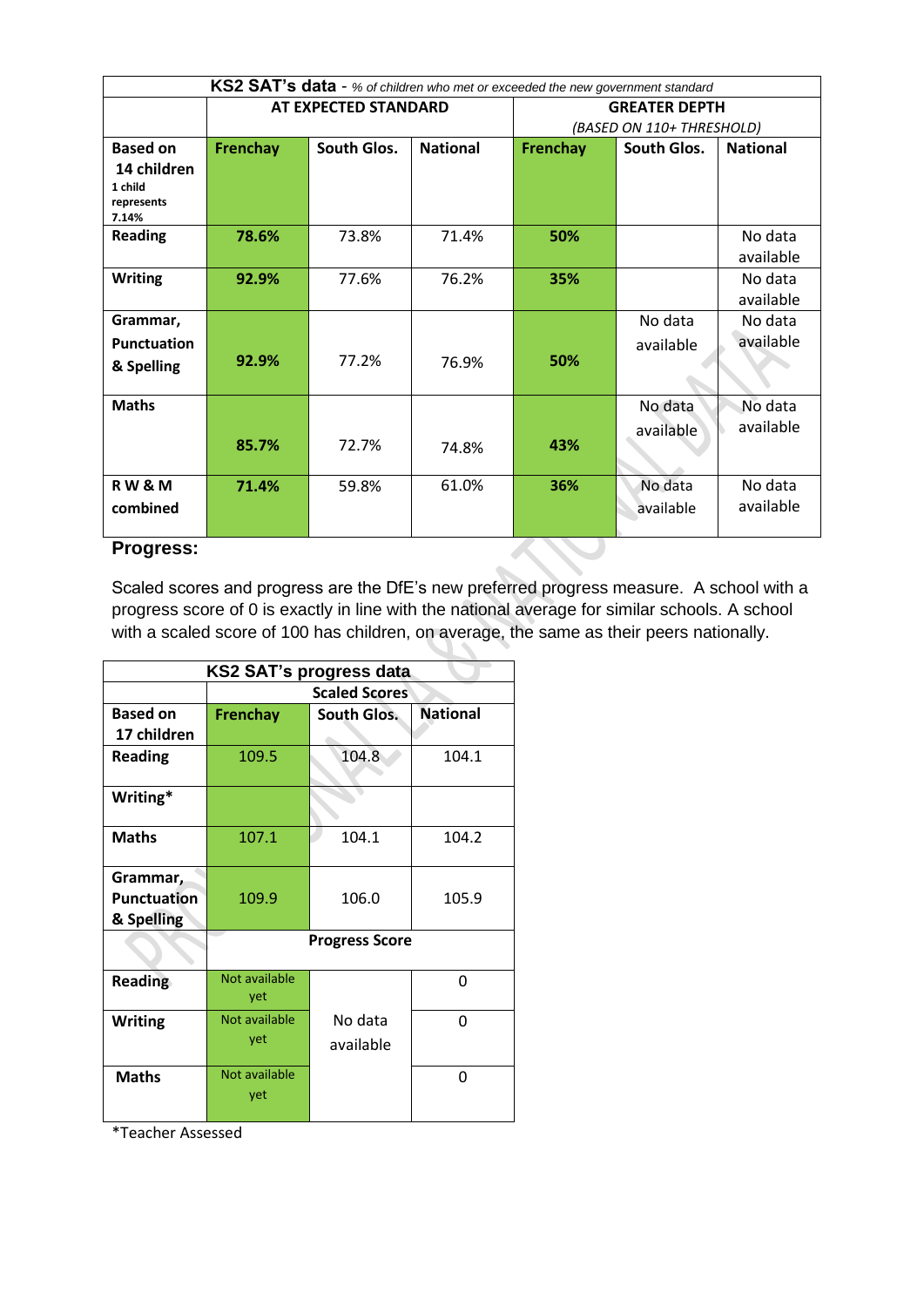| KS2 SAT's data - *% of children who met or exceeded the new government standard* | | | | | | |
|---|---|---|---|---|---|---|
| | **AT EXPECTED STANDARD** | | | **GREATER DEPTH** *(BASED ON 110+ THRESHOLD)* | | |
| **Based on 14 children** 1 child represents 7.14% | **Frenchay** | **South Glos.** | **National** | **Frenchay** | **South Glos.** | **National** |
| **Reading** | **78.6%** | 73.8% | 71.4% | **50%** | | No data available |
| **Writing** | **92.9%** | 77.6% | 76.2% | **35%** | | No data available |
| **Grammar, Punctuation & Spelling** | **92.9%** | 77.2% | 76.9% | **50%** | No data available | No data available |
| **Maths** | **85.7%** | 72.7% | 74.8% | **43%** | No data available | No data available |
| **R W & M combined** | **71.4%** | 59.8% | 61.0% | **36%** | No data available | No data available |

## Progress:

Scaled scores and progress are the DfE's new preferred progress measure. A school with a progress score of 0 is exactly in line with the national average for similar schools. A school with a scaled score of 100 has children, on average, the same as their peers nationally.

| KS2 SAT's progress data | | | |
|---|---|---|---|
| | **Scaled Scores** | | |
| **Based on 17 children** | **Frenchay** | **South Glos.** | **National** |
| **Reading** | 109.5 | 104.8 | 104.1 |
| **Writing*** | | | |
| **Maths** | 107.1 | 104.1 | 104.2 |
| **Grammar, Punctuation & Spelling** | 109.9 | 106.0 | 105.9 |
| | **Progress Score** | | |
| **Reading** | Not available yet | No data available | 0 |
| **Writing** | Not available yet | | 0 |
| **Maths** | Not available yet | | 0 |

*Teacher Assessed